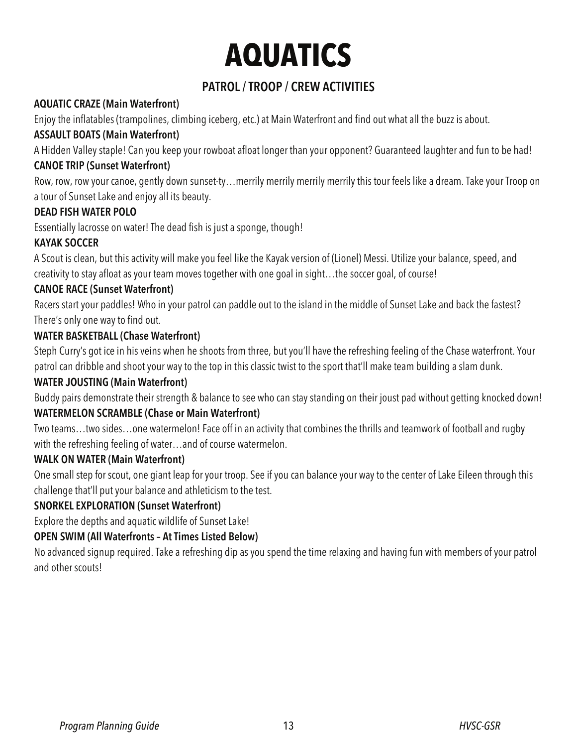# AQUATICS

## PATROL / TROOP / CREW ACTIVITIES

**AQUATIC CRAZE (Main Waterfront)**

Enjoy the inflatables (trampolines, climbing iceberg, etc.) at Main Waterfront and find out what all the buzz is about.

**ASSAULT BOATS (Main Waterfront)**

A Hidden Valley staple! Can you keep your rowboat afloat longer than your opponent? Guaranteed laughter and fun to be had!

**CANOE TRIP (Sunset Waterfront)**

Row, row, row your canoe, gently down sunset-ty…merrily merrily merrily merrily this tour feels like a dream. Take your Troop on a tour of Sunset Lake and enjoy all its beauty.

**DEAD FISH WATER POLO**

Essentially lacrosse on water! The dead fish is just a sponge, though!

**KAYAK SOCCER**

A Scout is clean, but this activity will make you feel like the Kayak version of (Lionel) Messi. Utilize your balance, speed, and creativity to stay afloat as your team moves together with one goal in sight…the soccer goal, of course!

**CANOE RACE (Sunset Waterfront)**

Racers start your paddles! Who in your patrol can paddle out to the island in the middle of Sunset Lake and back the fastest? There's only one way to find out.

**WATER BASKETBALL (Chase Waterfront)**

Steph Curry's got ice in his veins when he shoots from three, but you'll have the refreshing feeling of the Chase waterfront. Your patrol can dribble and shoot your way to the top in this classic twist to the sport that'll make team building a slam dunk.

**WATER JOUSTING (Main Waterfront)**

Buddy pairs demonstrate their strength & balance to see who can stay standing on their joust pad without getting knocked down!

**WATERMELON SCRAMBLE (Chase or Main Waterfront)**

Two teams…two sides…one watermelon! Face off in an activity that combines the thrills and teamwork of football and rugby with the refreshing feeling of water…and of course watermelon.

**WALK ON WATER (Main Waterfront)**

One small step for scout, one giant leap for your troop. See if you can balance your way to the center of Lake Eileen through this challenge that'll put your balance and athleticism to the test.

**SNORKEL EXPLORATION (Sunset Waterfront)**

Explore the depths and aquatic wildlife of Sunset Lake!

**OPEN SWIM (All Waterfronts – At Times Listed Below)**

No advanced signup required. Take a refreshing dip as you spend the time relaxing and having fun with members of your patrol and other scouts!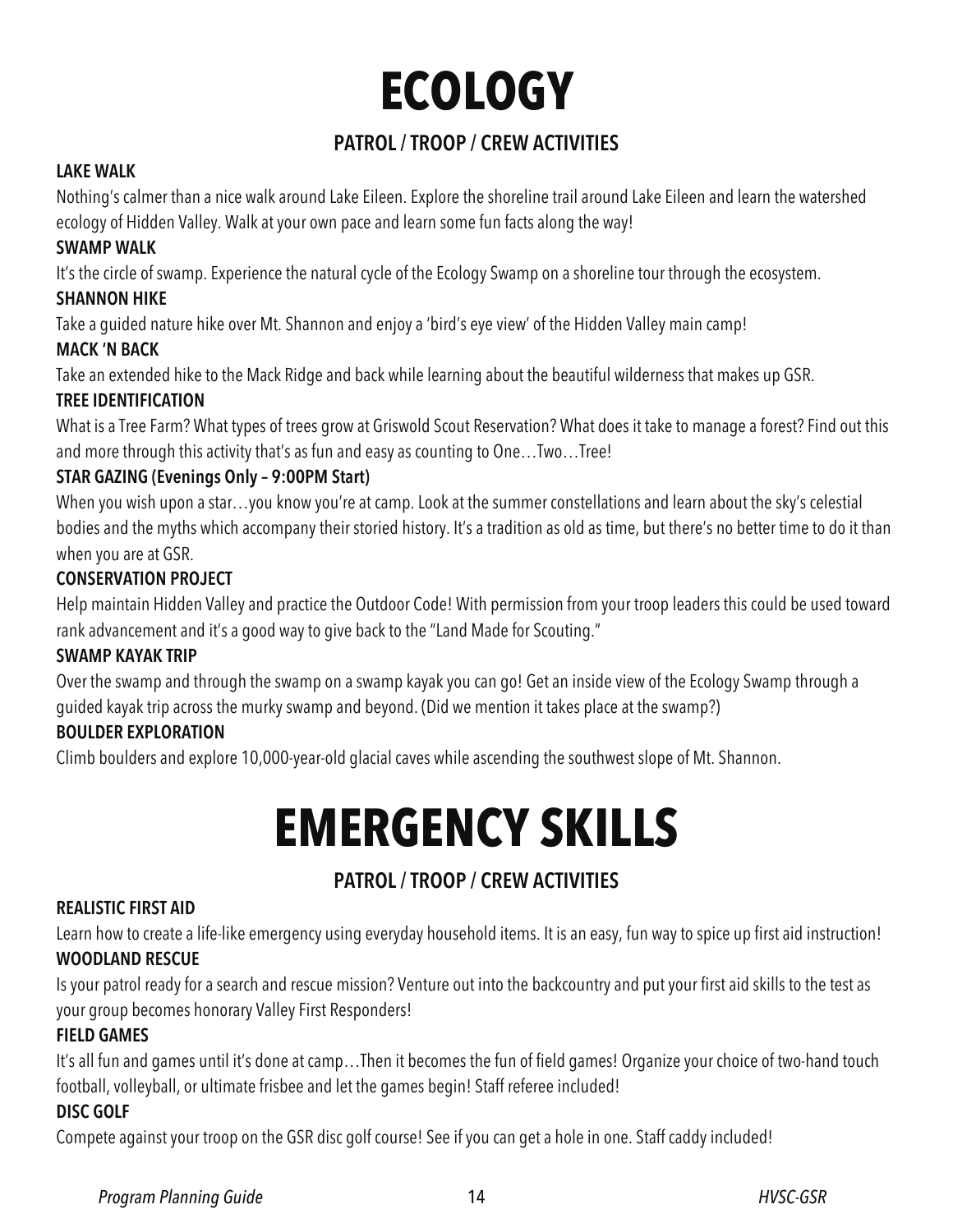# ECOLOGY

## PATROL / TROOP / CREW ACTIVITIES

**LAKE WALK**

Nothing's calmer than a nice walk around Lake Eileen. Explore the shoreline trail around Lake Eileen and learn the watershed ecology of Hidden Valley. Walk at your own pace and learn some fun facts along the way!

**SWAMP WALK**

It's the circle of swamp. Experience the natural cycle of the Ecology Swamp on a shoreline tour through the ecosystem.

**SHANNON HIKE**

Take a guided nature hike over Mt. Shannon and enjoy a 'bird's eye view' of the Hidden Valley main camp!

**MACK 'N BACK**

Take an extended hike to the Mack Ridge and back while learning about the beautiful wilderness that makes up GSR.

**TREE IDENTIFICATION**

What is a Tree Farm? What types of trees grow at Griswold Scout Reservation? What does it take to manage a forest? Find out this and more through this activity that's as fun and easy as counting to One…Two…Tree!

**STAR GAZING (Evenings Only – 9:00PM Start)**

When you wish upon a star…you know you're at camp. Look at the summer constellations and learn about the sky's celestial bodies and the myths which accompany their storied history. It's a tradition as old as time, but there's no better time to do it than when you are at GSR.

**CONSERVATION PROJECT**

Help maintain Hidden Valley and practice the Outdoor Code! With permission from your troop leaders this could be used toward rank advancement and it's a good way to give back to the "Land Made for Scouting."

**SWAMP KAYAK TRIP**

Over the swamp and through the swamp on a swamp kayak you can go! Get an inside view of the Ecology Swamp through a guided kayak trip across the murky swamp and beyond. (Did we mention it takes place at the swamp?)

**BOULDER EXPLORATION**

Climb boulders and explore 10,000-year-old glacial caves while ascending the southwest slope of Mt. Shannon.

# EMERGENCY SKILLS

## PATROL / TROOP / CREW ACTIVITIES

**REALISTIC FIRST AID**

Learn how to create a life-like emergency using everyday household items. It is an easy, fun way to spice up first aid instruction!

**WOODLAND RESCUE**

Is your patrol ready for a search and rescue mission? Venture out into the backcountry and put your first aid skills to the test as your group becomes honorary Valley First Responders!

**FIELD GAMES**

It's all fun and games until it's done at camp…Then it becomes the fun of field games! Organize your choice of two-hand touch football, volleyball, or ultimate frisbee and let the games begin! Staff referee included!

**DISC GOLF**

Compete against your troop on the GSR disc golf course! See if you can get a hole in one. Staff caddy included!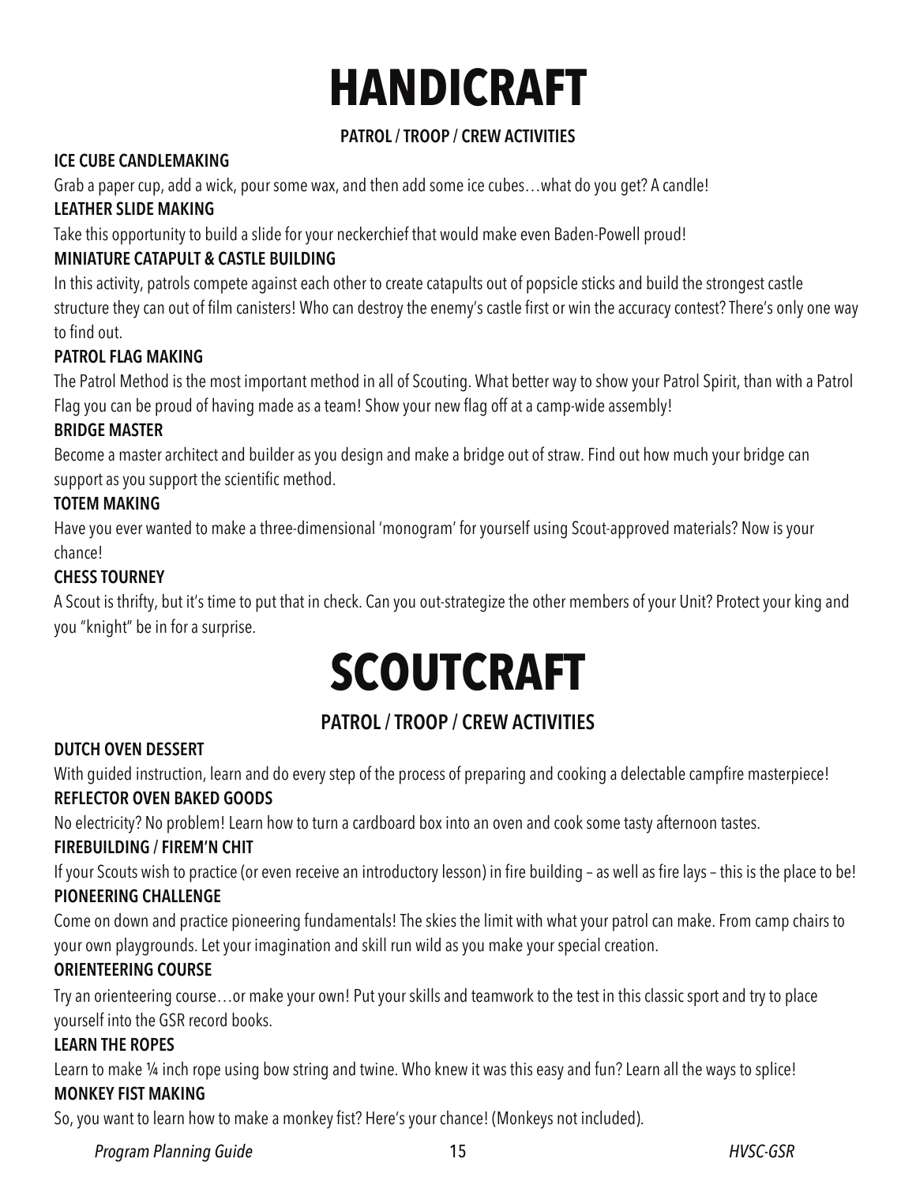# HANDICRAFT

## PATROL / TROOP / CREW ACTIVITIES

### ICE CUBE CANDLEMAKING

Grab a paper cup, add a wick, pour some wax, and then add some ice cubes…what do you get? A candle!

### LEATHER SLIDE MAKING

Take this opportunity to build a slide for your neckerchief that would make even Baden-Powell proud!

### MINIATURE CATAPULT & CASTLE BUILDING

In this activity, patrols compete against each other to create catapults out of popsicle sticks and build the strongest castle structure they can out of film canisters! Who can destroy the enemy's castle first or win the accuracy contest? There's only one way to find out.

### PATROL FLAG MAKING

The Patrol Method is the most important method in all of Scouting. What better way to show your Patrol Spirit, than with a Patrol Flag you can be proud of having made as a team! Show your new flag off at a camp-wide assembly!

### BRIDGE MASTER

Become a master architect and builder as you design and make a bridge out of straw. Find out how much your bridge can support as you support the scientific method.

### TOTEM MAKING

Have you ever wanted to make a three-dimensional 'monogram' for yourself using Scout-approved materials? Now is your chance!

### CHESS TOURNEY

A Scout is thrifty, but it's time to put that in check. Can you out-strategize the other members of your Unit? Protect your king and you "knight" be in for a surprise.

# SCOUTCRAFT

## PATROL / TROOP / CREW ACTIVITIES

### DUTCH OVEN DESSERT

With guided instruction, learn and do every step of the process of preparing and cooking a delectable campfire masterpiece!

### REFLECTOR OVEN BAKED GOODS

No electricity? No problem! Learn how to turn a cardboard box into an oven and cook some tasty afternoon tastes.

### FIREBUILDING / FIREM'N CHIT

If your Scouts wish to practice (or even receive an introductory lesson) in fire building – as well as fire lays – this is the place to be!

### PIONEERING CHALLENGE

Come on down and practice pioneering fundamentals! The skies the limit with what your patrol can make. From camp chairs to your own playgrounds. Let your imagination and skill run wild as you make your special creation.

### ORIENTEERING COURSE

Try an orienteering course…or make your own! Put your skills and teamwork to the test in this classic sport and try to place yourself into the GSR record books.

### LEARN THE ROPES

Learn to make ¼ inch rope using bow string and twine. Who knew it was this easy and fun? Learn all the ways to splice!

### MONKEY FIST MAKING

So, you want to learn how to make a monkey fist? Here's your chance! (Monkeys not included).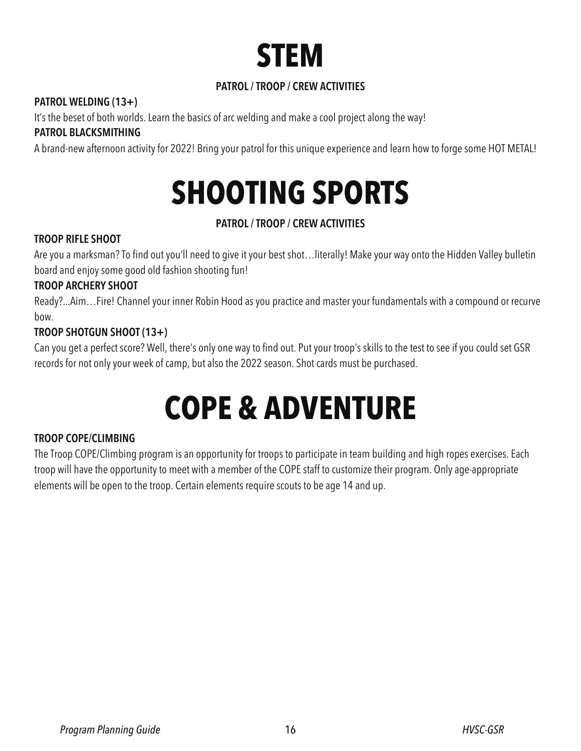# STEM

**PATROL / TROOP / CREW ACTIVITIES**

**PATROL WELDING (13+)**

It's the beset of both worlds. Learn the basics of arc welding and make a cool project along the way!

**PATROL BLACKSMITHING**

A brand-new afternoon activity for 2022! Bring your patrol for this unique experience and learn how to forge some HOT METAL!

# SHOOTING SPORTS

**PATROL / TROOP / CREW ACTIVITIES**

**TROOP RIFLE SHOOT**

Are you a marksman? To find out you'll need to give it your best shot…literally! Make your way onto the Hidden Valley bulletin board and enjoy some good old fashion shooting fun!

**TROOP ARCHERY SHOOT**

Ready?...Aim…Fire! Channel your inner Robin Hood as you practice and master your fundamentals with a compound or recurve bow.

**TROOP SHOTGUN SHOOT (13+)**

Can you get a perfect score? Well, there's only one way to find out. Put your troop's skills to the test to see if you could set GSR records for not only your week of camp, but also the 2022 season. Shot cards must be purchased.

# COPE & ADVENTURE

**TROOP COPE/CLIMBING**

The Troop COPE/Climbing program is an opportunity for troops to participate in team building and high ropes exercises. Each troop will have the opportunity to meet with a member of the COPE staff to customize their program. Only age-appropriate elements will be open to the troop. Certain elements require scouts to be age 14 and up.